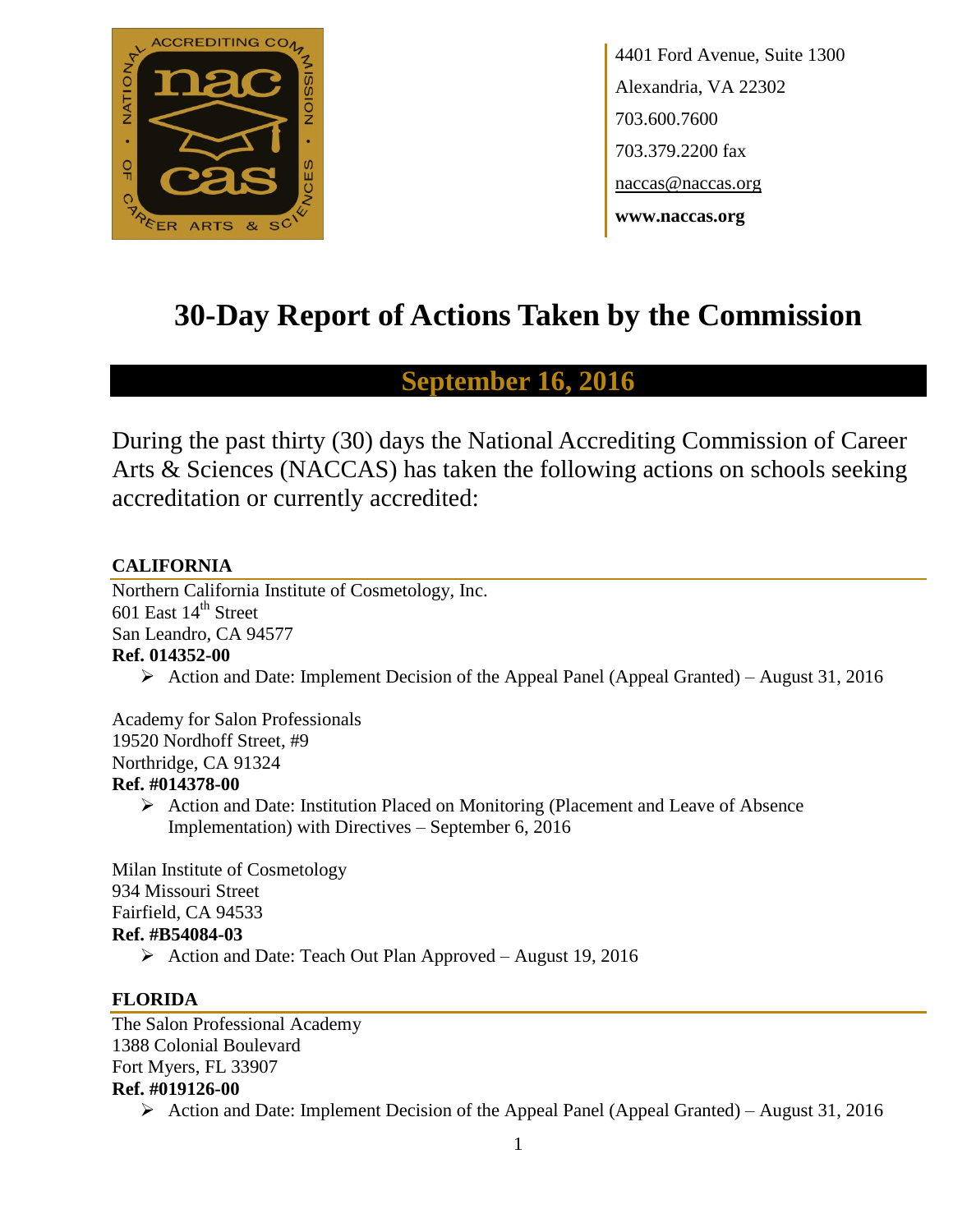4401 Ford Avenue, Suite 1300
Alexandria, VA 22302
703.600.7600
703.379.2200 fax
naccas@naccas.org
**www.naccas.org**

# 30-Day Report of Actions Taken by the Commission

## September 16, 2016

During the past thirty (30) days the National Accrediting Commission of Career Arts & Sciences (NACCAS) has taken the following actions on schools seeking accreditation or currently accredited:

### CALIFORNIA

Northern California Institute of Cosmetology, Inc.
601 East 14th Street
San Leandro, CA 94577
**Ref. 014352-00**

- Action and Date: Implement Decision of the Appeal Panel (Appeal Granted) – August 31, 2016

Academy for Salon Professionals
19520 Nordhoff Street, #9
Northridge, CA 91324
**Ref. #014378-00**

- Action and Date: Institution Placed on Monitoring (Placement and Leave of Absence Implementation) with Directives – September 6, 2016

Milan Institute of Cosmetology
934 Missouri Street
Fairfield, CA 94533
**Ref. #B54084-03**

- Action and Date: Teach Out Plan Approved – August 19, 2016

### FLORIDA

The Salon Professional Academy
1388 Colonial Boulevard
Fort Myers, FL 33907
**Ref. #019126-00**

- Action and Date: Implement Decision of the Appeal Panel (Appeal Granted) – August 31, 2016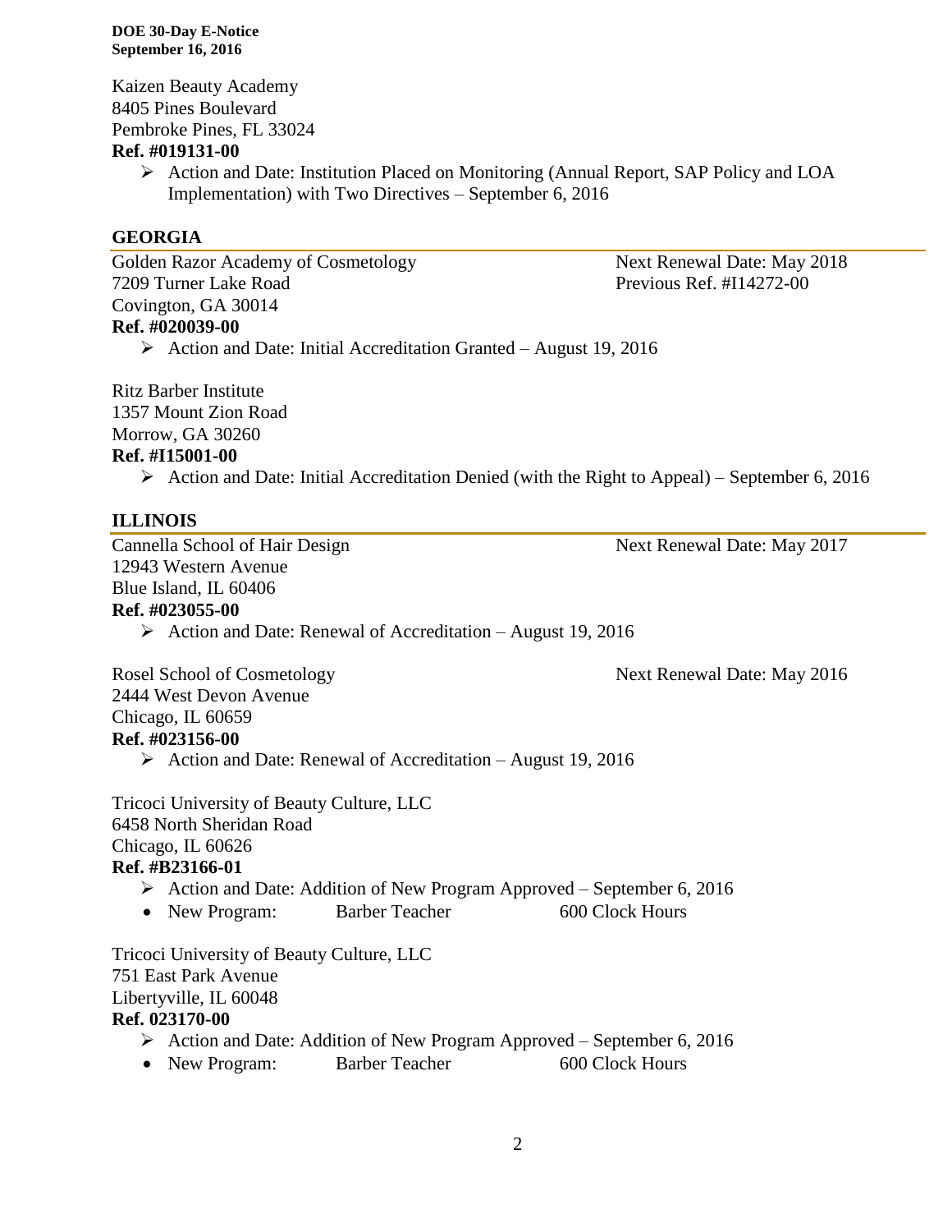Kaizen Beauty Academy
8405 Pines Boulevard
Pembroke Pines, FL 33024
**Ref. #019131-00**

- Action and Date: Institution Placed on Monitoring (Annual Report, SAP Policy and LOA Implementation) with Two Directives – September 6, 2016

## GEORGIA

Golden Razor Academy of Cosmetology — Next Renewal Date: May 2018
7209 Turner Lake Road — Previous Ref. #I14272-00
Covington, GA 30014
**Ref. #020039-00**

- Action and Date: Initial Accreditation Granted – August 19, 2016

Ritz Barber Institute
1357 Mount Zion Road
Morrow, GA 30260
**Ref. #I15001-00**

- Action and Date: Initial Accreditation Denied (with the Right to Appeal) – September 6, 2016

## ILLINOIS

Cannella School of Hair Design — Next Renewal Date: May 2017
12943 Western Avenue
Blue Island, IL 60406
**Ref. #023055-00**

- Action and Date: Renewal of Accreditation – August 19, 2016

Rosel School of Cosmetology — Next Renewal Date: May 2016
2444 West Devon Avenue
Chicago, IL 60659
**Ref. #023156-00**

- Action and Date: Renewal of Accreditation – August 19, 2016

Tricoci University of Beauty Culture, LLC
6458 North Sheridan Road
Chicago, IL 60626
**Ref. #B23166-01**

- Action and Date: Addition of New Program Approved – September 6, 2016
- New Program: Barber Teacher 600 Clock Hours

Tricoci University of Beauty Culture, LLC
751 East Park Avenue
Libertyville, IL 60048
**Ref. 023170-00**

- Action and Date: Addition of New Program Approved – September 6, 2016
- New Program: Barber Teacher 600 Clock Hours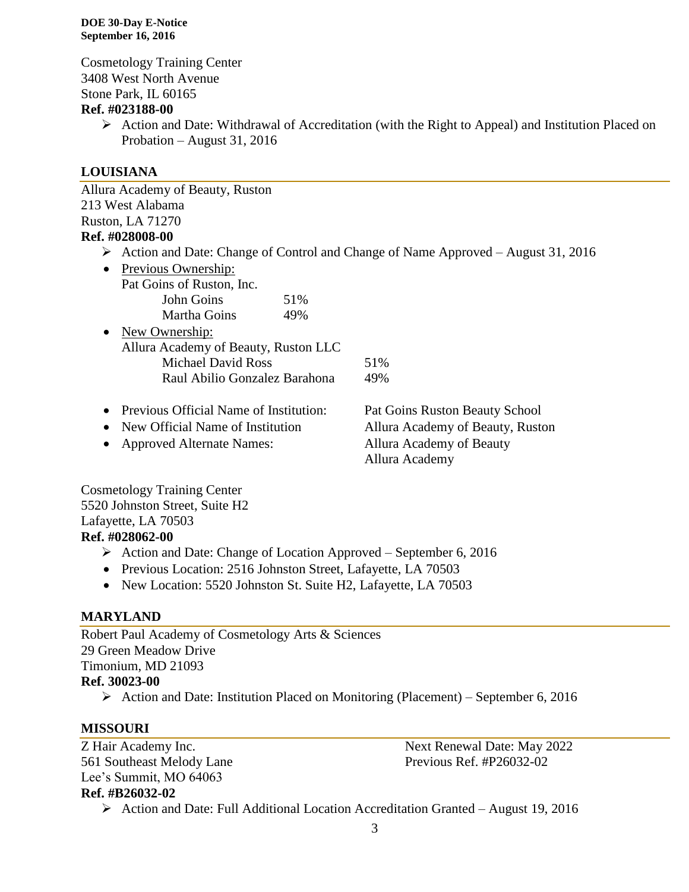Cosmetology Training Center
3408 West North Avenue
Stone Park, IL 60165
**Ref. #023188-00**

- Action and Date: Withdrawal of Accreditation (with the Right to Appeal) and Institution Placed on Probation – August 31, 2016

## LOUISIANA

Allura Academy of Beauty, Ruston
213 West Alabama
Ruston, LA 71270
**Ref. #028008-00**

- Action and Date: Change of Control and Change of Name Approved – August 31, 2016
- Previous Ownership:
  Pat Goins of Ruston, Inc.
  - John Goins 51%
  - Martha Goins 49%
- New Ownership:
  Allura Academy of Beauty, Ruston LLC
  - Michael David Ross 51%
  - Raul Abilio Gonzalez Barahona 49%
- Previous Official Name of Institution: Pat Goins Ruston Beauty School
- New Official Name of Institution: Allura Academy of Beauty, Ruston
- Approved Alternate Names: Allura Academy of Beauty; Allura Academy

Cosmetology Training Center
5520 Johnston Street, Suite H2
Lafayette, LA 70503
**Ref. #028062-00**

- Action and Date: Change of Location Approved – September 6, 2016
- Previous Location: 2516 Johnston Street, Lafayette, LA 70503
- New Location: 5520 Johnston St. Suite H2, Lafayette, LA 70503

## MARYLAND

Robert Paul Academy of Cosmetology Arts & Sciences
29 Green Meadow Drive
Timonium, MD 21093
**Ref. 30023-00**

- Action and Date: Institution Placed on Monitoring (Placement) – September 6, 2016

## MISSOURI

Z Hair Academy Inc.
561 Southeast Melody Lane
Lee's Summit, MO 64063
**Ref. #B26032-02**

Next Renewal Date: May 2022
Previous Ref. #P26032-02

- Action and Date: Full Additional Location Accreditation Granted – August 19, 2016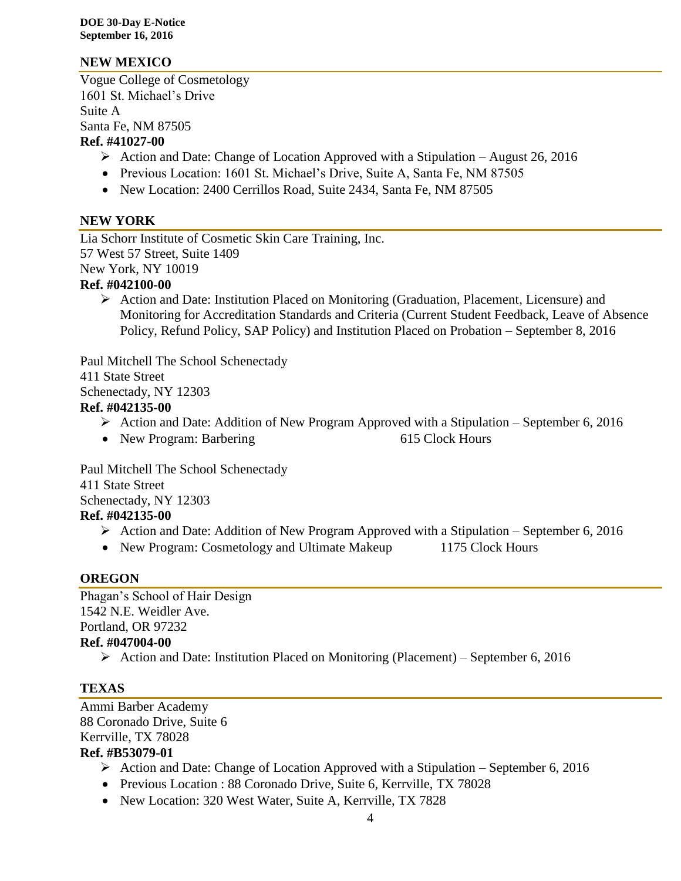## NEW MEXICO

Vogue College of Cosmetology
1601 St. Michael's Drive
Suite A
Santa Fe, NM 87505
**Ref. #41027-00**

- Action and Date: Change of Location Approved with a Stipulation – August 26, 2016
- Previous Location: 1601 St. Michael's Drive, Suite A, Santa Fe, NM 87505
- New Location: 2400 Cerrillos Road, Suite 2434, Santa Fe, NM 87505

## NEW YORK

Lia Schorr Institute of Cosmetic Skin Care Training, Inc.
57 West 57 Street, Suite 1409
New York, NY 10019
**Ref. #042100-00**

- Action and Date: Institution Placed on Monitoring (Graduation, Placement, Licensure) and Monitoring for Accreditation Standards and Criteria (Current Student Feedback, Leave of Absence Policy, Refund Policy, SAP Policy) and Institution Placed on Probation – September 8, 2016

Paul Mitchell The School Schenectady
411 State Street
Schenectady, NY 12303
**Ref. #042135-00**

- Action and Date: Addition of New Program Approved with a Stipulation – September 6, 2016
- New Program: Barbering 615 Clock Hours

Paul Mitchell The School Schenectady
411 State Street
Schenectady, NY 12303
**Ref. #042135-00**

- Action and Date: Addition of New Program Approved with a Stipulation – September 6, 2016
- New Program: Cosmetology and Ultimate Makeup 1175 Clock Hours

## OREGON

Phagan's School of Hair Design
1542 N.E. Weidler Ave.
Portland, OR 97232
**Ref. #047004-00**

- Action and Date: Institution Placed on Monitoring (Placement) – September 6, 2016

## TEXAS

Ammi Barber Academy
88 Coronado Drive, Suite 6
Kerrville, TX 78028
**Ref. #B53079-01**

- Action and Date: Change of Location Approved with a Stipulation – September 6, 2016
- Previous Location : 88 Coronado Drive, Suite 6, Kerrville, TX 78028
- New Location: 320 West Water, Suite A, Kerrville, TX 7828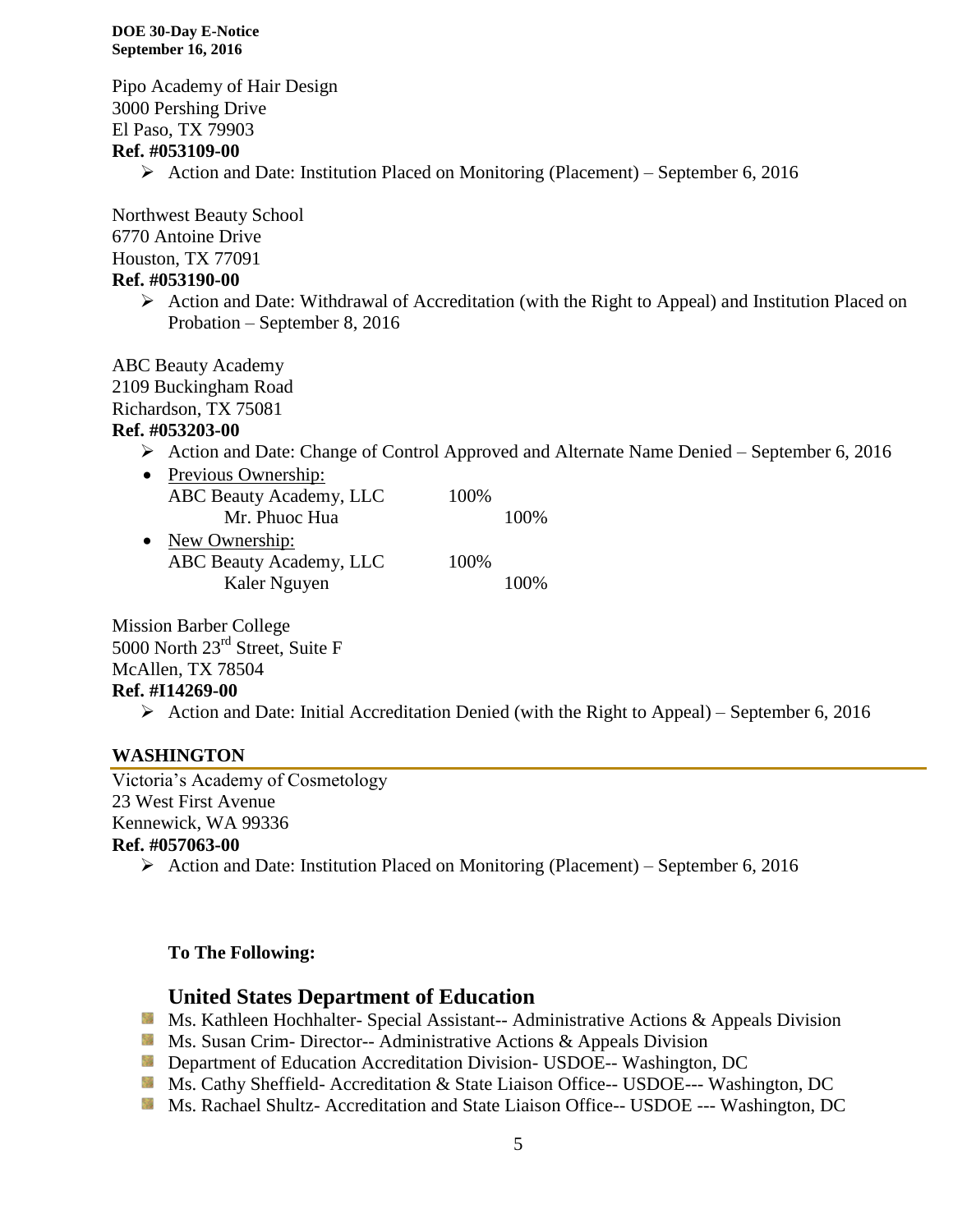Pipo Academy of Hair Design
3000 Pershing Drive
El Paso, TX 79903
**Ref. #053109-00**

- Action and Date: Institution Placed on Monitoring (Placement) – September 6, 2016

Northwest Beauty School
6770 Antoine Drive
Houston, TX 77091
**Ref. #053190-00**

- Action and Date: Withdrawal of Accreditation (with the Right to Appeal) and Institution Placed on Probation – September 8, 2016

ABC Beauty Academy
2109 Buckingham Road
Richardson, TX 75081
**Ref. #053203-00**

- Action and Date: Change of Control Approved and Alternate Name Denied – September 6, 2016
- Previous Ownership:
  ABC Beauty Academy, LLC 100%
  Mr. Phuoc Hua 100%
- New Ownership:
  ABC Beauty Academy, LLC 100%
  Kaler Nguyen 100%

Mission Barber College
5000 North 23rd Street, Suite F
McAllen, TX 78504
**Ref. #I14269-00**

- Action and Date: Initial Accreditation Denied (with the Right to Appeal) – September 6, 2016

## WASHINGTON

Victoria's Academy of Cosmetology
23 West First Avenue
Kennewick, WA 99336
**Ref. #057063-00**

- Action and Date: Institution Placed on Monitoring (Placement) – September 6, 2016

**To The Following:**

### United States Department of Education

- Ms. Kathleen Hochhalter- Special Assistant-- Administrative Actions & Appeals Division
- Ms. Susan Crim- Director-- Administrative Actions & Appeals Division
- Department of Education Accreditation Division- USDOE-- Washington, DC
- Ms. Cathy Sheffield- Accreditation & State Liaison Office-- USDOE--- Washington, DC
- Ms. Rachael Shultz- Accreditation and State Liaison Office-- USDOE --- Washington, DC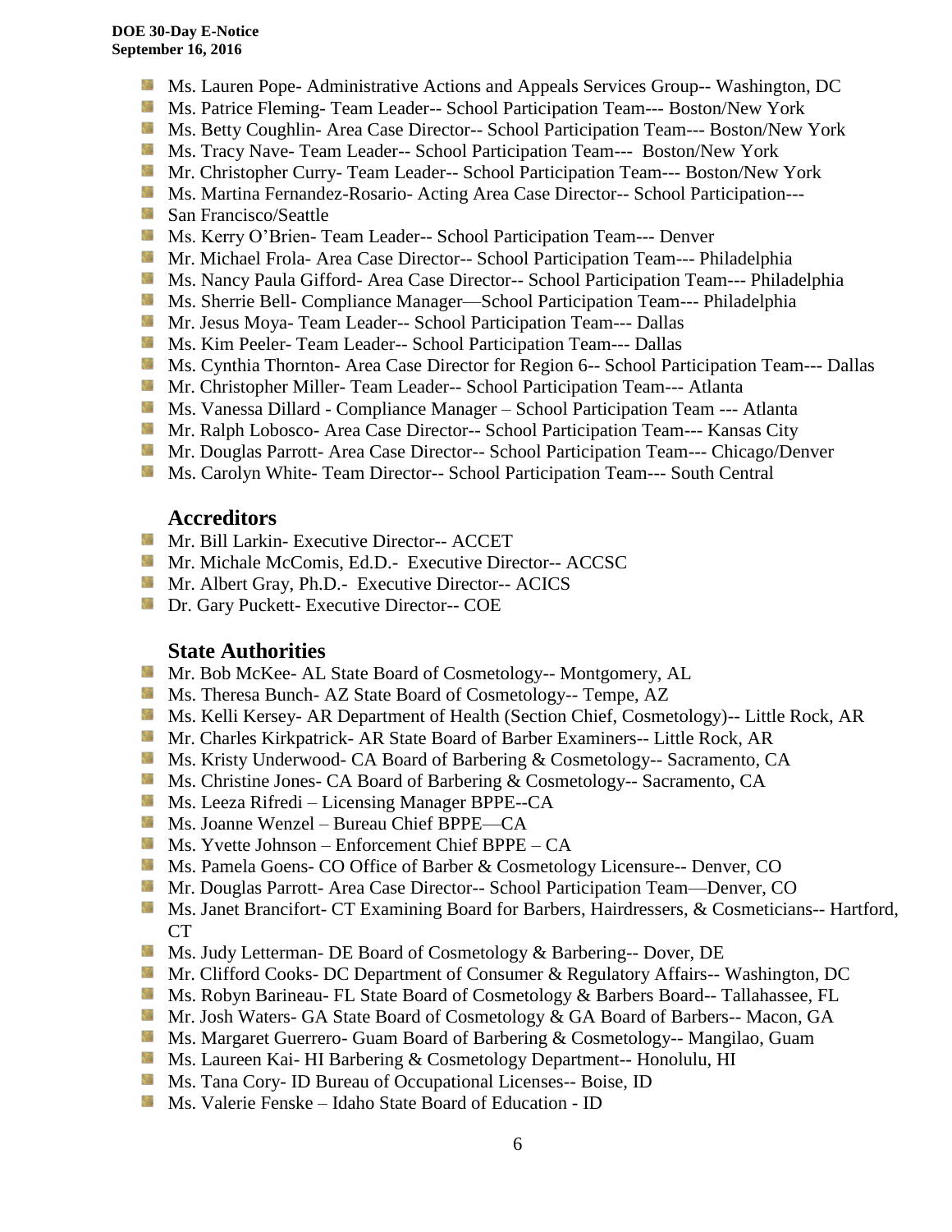- Ms. Lauren Pope- Administrative Actions and Appeals Services Group-- Washington, DC
- Ms. Patrice Fleming- Team Leader-- School Participation Team--- Boston/New York
- Ms. Betty Coughlin- Area Case Director-- School Participation Team--- Boston/New York
- Ms. Tracy Nave- Team Leader-- School Participation Team--- Boston/New York
- Mr. Christopher Curry- Team Leader-- School Participation Team--- Boston/New York
- Ms. Martina Fernandez-Rosario- Acting Area Case Director-- School Participation---
- San Francisco/Seattle
- Ms. Kerry O'Brien- Team Leader-- School Participation Team--- Denver
- Mr. Michael Frola- Area Case Director-- School Participation Team--- Philadelphia
- Ms. Nancy Paula Gifford- Area Case Director-- School Participation Team--- Philadelphia
- Ms. Sherrie Bell- Compliance Manager—School Participation Team--- Philadelphia
- Mr. Jesus Moya- Team Leader-- School Participation Team--- Dallas
- Ms. Kim Peeler- Team Leader-- School Participation Team--- Dallas
- Ms. Cynthia Thornton- Area Case Director for Region 6-- School Participation Team--- Dallas
- Mr. Christopher Miller- Team Leader-- School Participation Team--- Atlanta
- Ms. Vanessa Dillard - Compliance Manager – School Participation Team --- Atlanta
- Mr. Ralph Lobosco- Area Case Director-- School Participation Team--- Kansas City
- Mr. Douglas Parrott- Area Case Director-- School Participation Team--- Chicago/Denver
- Ms. Carolyn White- Team Director-- School Participation Team--- South Central

## Accreditors

- Mr. Bill Larkin- Executive Director-- ACCET
- Mr. Michale McComis, Ed.D.- Executive Director-- ACCSC
- Mr. Albert Gray, Ph.D.- Executive Director-- ACICS
- Dr. Gary Puckett- Executive Director-- COE

## State Authorities

- Mr. Bob McKee- AL State Board of Cosmetology-- Montgomery, AL
- Ms. Theresa Bunch- AZ State Board of Cosmetology-- Tempe, AZ
- Ms. Kelli Kersey- AR Department of Health (Section Chief, Cosmetology)-- Little Rock, AR
- Mr. Charles Kirkpatrick- AR State Board of Barber Examiners-- Little Rock, AR
- Ms. Kristy Underwood- CA Board of Barbering & Cosmetology-- Sacramento, CA
- Ms. Christine Jones- CA Board of Barbering & Cosmetology-- Sacramento, CA
- Ms. Leeza Rifredi – Licensing Manager BPPE--CA
- Ms. Joanne Wenzel – Bureau Chief BPPE—CA
- Ms. Yvette Johnson – Enforcement Chief BPPE – CA
- Ms. Pamela Goens- CO Office of Barber & Cosmetology Licensure-- Denver, CO
- Mr. Douglas Parrott- Area Case Director-- School Participation Team—Denver, CO
- Ms. Janet Brancifort- CT Examining Board for Barbers, Hairdressers, & Cosmeticians-- Hartford, CT
- Ms. Judy Letterman- DE Board of Cosmetology & Barbering-- Dover, DE
- Mr. Clifford Cooks- DC Department of Consumer & Regulatory Affairs-- Washington, DC
- Ms. Robyn Barineau- FL State Board of Cosmetology & Barbers Board-- Tallahassee, FL
- Mr. Josh Waters- GA State Board of Cosmetology & GA Board of Barbers-- Macon, GA
- Ms. Margaret Guerrero- Guam Board of Barbering & Cosmetology-- Mangilao, Guam
- Ms. Laureen Kai- HI Barbering & Cosmetology Department-- Honolulu, HI
- Ms. Tana Cory- ID Bureau of Occupational Licenses-- Boise, ID
- Ms. Valerie Fenske – Idaho State Board of Education - ID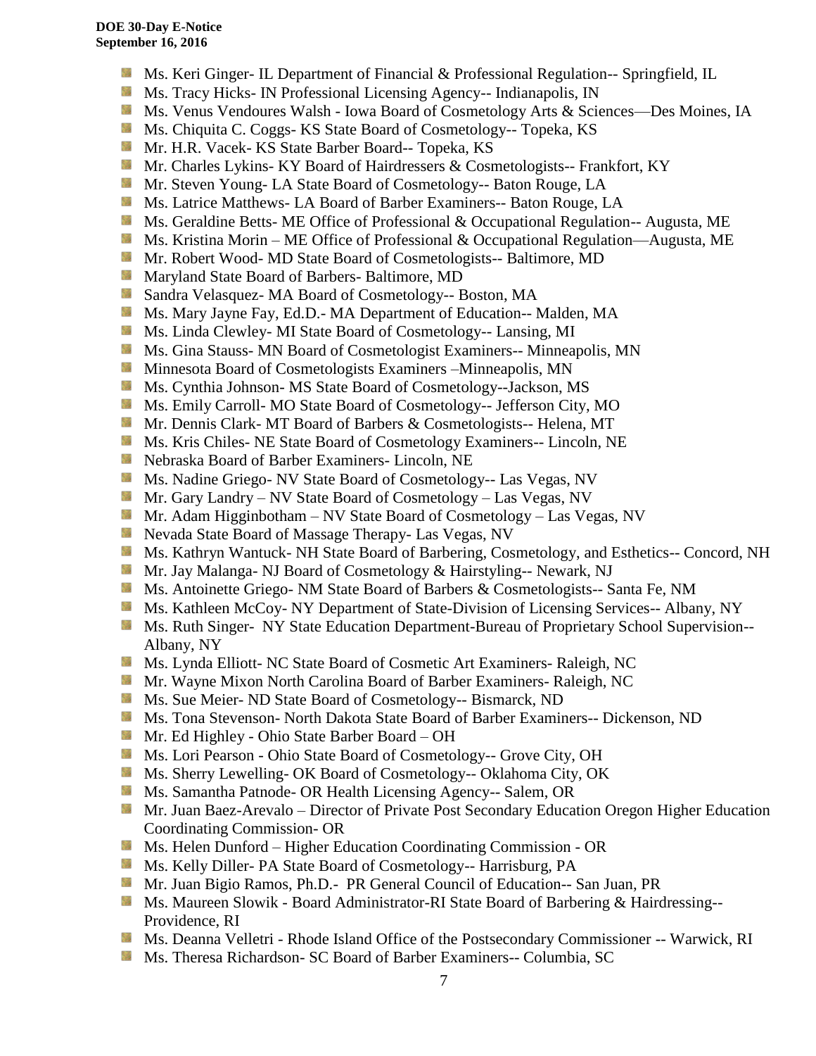- Ms. Keri Ginger- IL Department of Financial & Professional Regulation-- Springfield, IL
- Ms. Tracy Hicks- IN Professional Licensing Agency-- Indianapolis, IN
- Ms. Venus Vendoures Walsh - Iowa Board of Cosmetology Arts & Sciences—Des Moines, IA
- Ms. Chiquita C. Coggs- KS State Board of Cosmetology-- Topeka, KS
- Mr. H.R. Vacek- KS State Barber Board-- Topeka, KS
- Mr. Charles Lykins- KY Board of Hairdressers & Cosmetologists-- Frankfort, KY
- Mr. Steven Young- LA State Board of Cosmetology-- Baton Rouge, LA
- Ms. Latrice Matthews- LA Board of Barber Examiners-- Baton Rouge, LA
- Ms. Geraldine Betts- ME Office of Professional & Occupational Regulation-- Augusta, ME
- Ms. Kristina Morin – ME Office of Professional & Occupational Regulation—Augusta, ME
- Mr. Robert Wood- MD State Board of Cosmetologists-- Baltimore, MD
- Maryland State Board of Barbers- Baltimore, MD
- Sandra Velasquez- MA Board of Cosmetology-- Boston, MA
- Ms. Mary Jayne Fay, Ed.D.- MA Department of Education-- Malden, MA
- Ms. Linda Clewley- MI State Board of Cosmetology-- Lansing, MI
- Ms. Gina Stauss- MN Board of Cosmetologist Examiners-- Minneapolis, MN
- Minnesota Board of Cosmetologists Examiners –Minneapolis, MN
- Ms. Cynthia Johnson- MS State Board of Cosmetology--Jackson, MS
- Ms. Emily Carroll- MO State Board of Cosmetology-- Jefferson City, MO
- Mr. Dennis Clark- MT Board of Barbers & Cosmetologists-- Helena, MT
- Ms. Kris Chiles- NE State Board of Cosmetology Examiners-- Lincoln, NE
- Nebraska Board of Barber Examiners- Lincoln, NE
- Ms. Nadine Griego- NV State Board of Cosmetology-- Las Vegas, NV
- Mr. Gary Landry – NV State Board of Cosmetology – Las Vegas, NV
- Mr. Adam Higginbotham – NV State Board of Cosmetology – Las Vegas, NV
- Nevada State Board of Massage Therapy- Las Vegas, NV
- Ms. Kathryn Wantuck- NH State Board of Barbering, Cosmetology, and Esthetics-- Concord, NH
- Mr. Jay Malanga- NJ Board of Cosmetology & Hairstyling-- Newark, NJ
- Ms. Antoinette Griego- NM State Board of Barbers & Cosmetologists-- Santa Fe, NM
- Ms. Kathleen McCoy- NY Department of State-Division of Licensing Services-- Albany, NY
- Ms. Ruth Singer- NY State Education Department-Bureau of Proprietary School Supervision-- Albany, NY
- Ms. Lynda Elliott- NC State Board of Cosmetic Art Examiners- Raleigh, NC
- Mr. Wayne Mixon North Carolina Board of Barber Examiners- Raleigh, NC
- Ms. Sue Meier- ND State Board of Cosmetology-- Bismarck, ND
- Ms. Tona Stevenson- North Dakota State Board of Barber Examiners-- Dickenson, ND
- Mr. Ed Highley - Ohio State Barber Board – OH
- Ms. Lori Pearson - Ohio State Board of Cosmetology-- Grove City, OH
- Ms. Sherry Lewelling- OK Board of Cosmetology-- Oklahoma City, OK
- Ms. Samantha Patnode- OR Health Licensing Agency-- Salem, OR
- Mr. Juan Baez-Arevalo – Director of Private Post Secondary Education Oregon Higher Education Coordinating Commission- OR
- Ms. Helen Dunford – Higher Education Coordinating Commission - OR
- Ms. Kelly Diller- PA State Board of Cosmetology-- Harrisburg, PA
- Mr. Juan Bigio Ramos, Ph.D.- PR General Council of Education-- San Juan, PR
- Ms. Maureen Slowik - Board Administrator-RI State Board of Barbering & Hairdressing-- Providence, RI
- Ms. Deanna Velletri - Rhode Island Office of the Postsecondary Commissioner -- Warwick, RI
- Ms. Theresa Richardson- SC Board of Barber Examiners-- Columbia, SC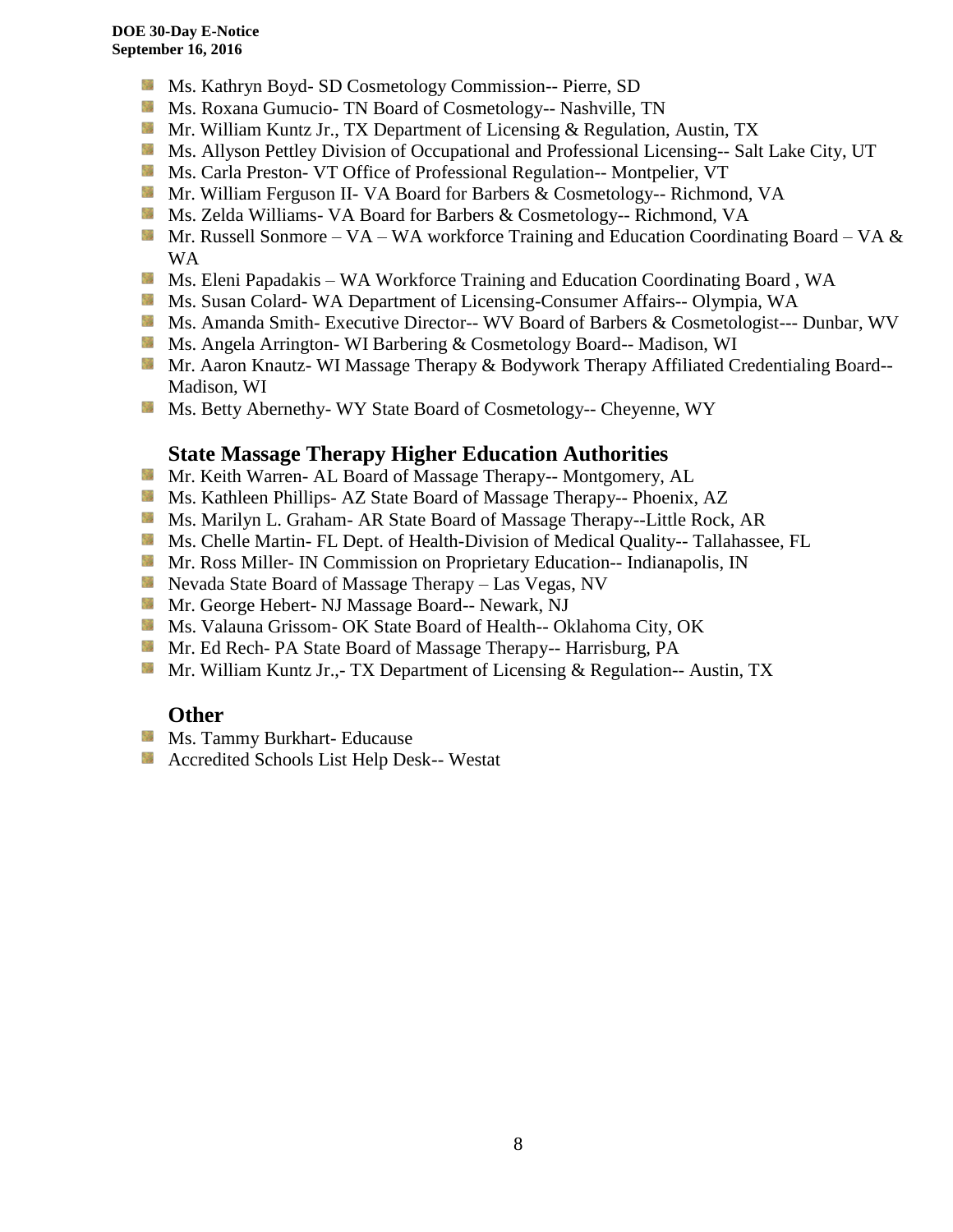- Ms. Kathryn Boyd- SD Cosmetology Commission-- Pierre, SD
- Ms. Roxana Gumucio- TN Board of Cosmetology-- Nashville, TN
- Mr. William Kuntz Jr., TX Department of Licensing & Regulation, Austin, TX
- Ms. Allyson Pettley Division of Occupational and Professional Licensing-- Salt Lake City, UT
- Ms. Carla Preston- VT Office of Professional Regulation-- Montpelier, VT
- Mr. William Ferguson II- VA Board for Barbers & Cosmetology-- Richmond, VA
- Ms. Zelda Williams- VA Board for Barbers & Cosmetology-- Richmond, VA
- Mr. Russell Sonmore – VA – WA workforce Training and Education Coordinating Board – VA & WA
- Ms. Eleni Papadakis – WA Workforce Training and Education Coordinating Board , WA
- Ms. Susan Colard- WA Department of Licensing-Consumer Affairs-- Olympia, WA
- Ms. Amanda Smith- Executive Director-- WV Board of Barbers & Cosmetologist--- Dunbar, WV
- Ms. Angela Arrington- WI Barbering & Cosmetology Board-- Madison, WI
- Mr. Aaron Knautz- WI Massage Therapy & Bodywork Therapy Affiliated Credentialing Board-- Madison, WI
- Ms. Betty Abernethy- WY State Board of Cosmetology-- Cheyenne, WY

## State Massage Therapy Higher Education Authorities

- Mr. Keith Warren- AL Board of Massage Therapy-- Montgomery, AL
- Ms. Kathleen Phillips- AZ State Board of Massage Therapy-- Phoenix, AZ
- Ms. Marilyn L. Graham- AR State Board of Massage Therapy--Little Rock, AR
- Ms. Chelle Martin- FL Dept. of Health-Division of Medical Quality-- Tallahassee, FL
- Mr. Ross Miller- IN Commission on Proprietary Education-- Indianapolis, IN
- Nevada State Board of Massage Therapy – Las Vegas, NV
- Mr. George Hebert- NJ Massage Board-- Newark, NJ
- Ms. Valauna Grissom- OK State Board of Health-- Oklahoma City, OK
- Mr. Ed Rech- PA State Board of Massage Therapy-- Harrisburg, PA
- Mr. William Kuntz Jr.,- TX Department of Licensing & Regulation-- Austin, TX

## Other

- Ms. Tammy Burkhart- Educause
- Accredited Schools List Help Desk-- Westat